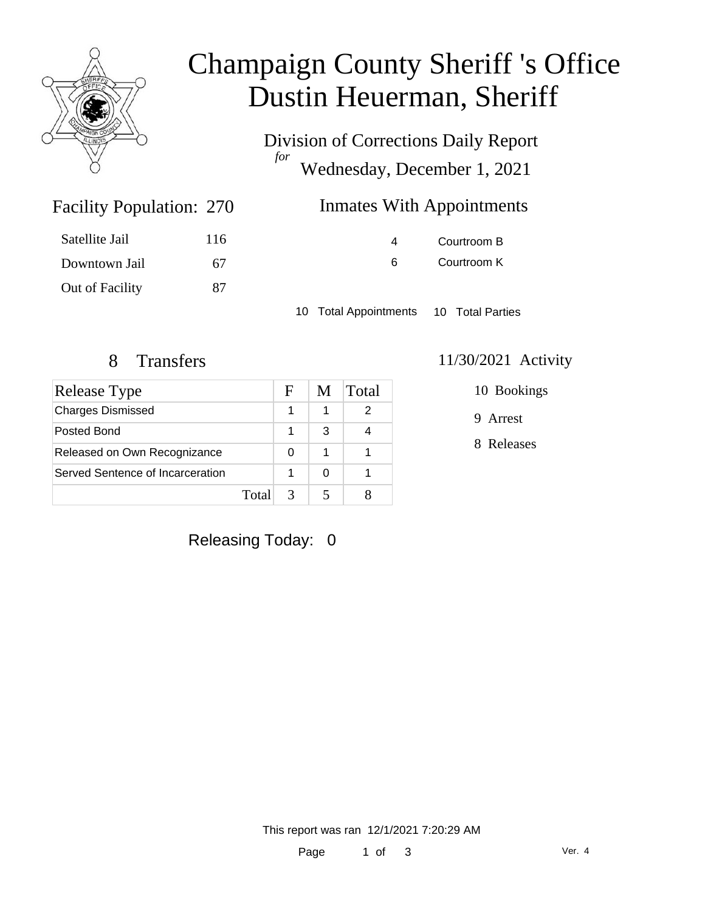# Champaign County Sheriff 's Office
# Dustin Heuerman, Sheriff

Division of Corrections Daily Report
*for*
Wednesday, December 1, 2021

## Facility Population: 270

| | |
|---|---|
| Satellite Jail | 116 |
| Downtown Jail | 67 |
| Out of Facility | 87 |

## Inmates With Appointments

| | |
|---|---|
| 4 | Courtroom B |
| 6 | Courtroom K |

10 Total Appointments 10 Total Parties

## 8 Transfers

| Release Type | F | M | Total |
|---|---|---|---|
| Charges Dismissed | 1 | 1 | 2 |
| Posted Bond | 1 | 3 | 4 |
| Released on Own Recognizance | 0 | 1 | 1 |
| Served Sentence of Incarceration | 1 | 0 | 1 |
| Total | 3 | 5 | 8 |

## 11/30/2021 Activity

10 Bookings

9 Arrest

8 Releases

Releasing Today: 0

This report was ran 12/1/2021 7:20:29 AM

Ver. 4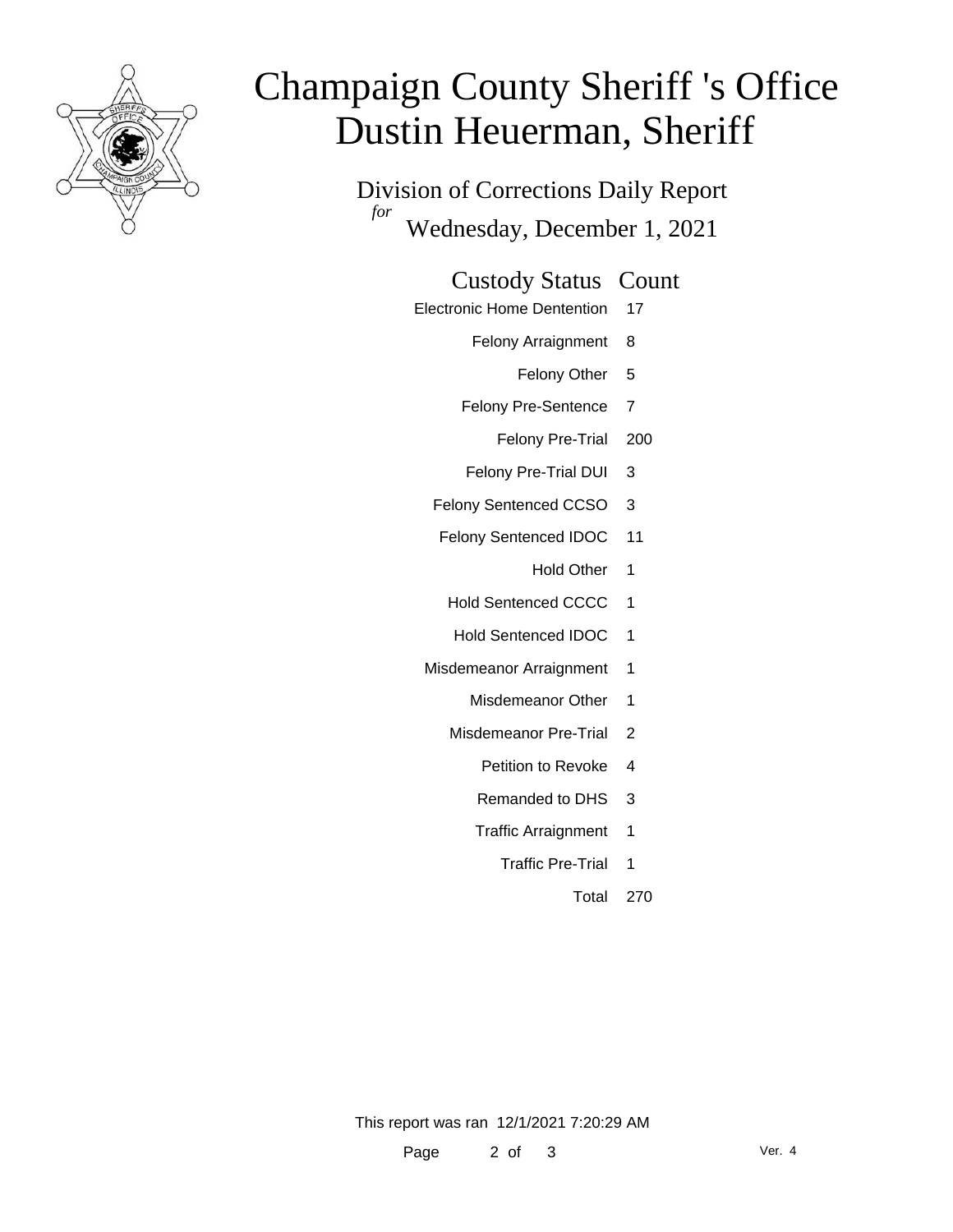# Champaign County Sheriff 's Office
# Dustin Heuerman, Sheriff

## Division of Corrections Daily Report
*for* Wednesday, December 1, 2021

| Custody Status | Count |
|---|---|
| Electronic Home Dentention | 17 |
| Felony Arraignment | 8 |
| Felony Other | 5 |
| Felony Pre-Sentence | 7 |
| Felony Pre-Trial | 200 |
| Felony Pre-Trial DUI | 3 |
| Felony Sentenced CCSO | 3 |
| Felony Sentenced IDOC | 11 |
| Hold Other | 1 |
| Hold Sentenced CCCC | 1 |
| Hold Sentenced IDOC | 1 |
| Misdemeanor Arraignment | 1 |
| Misdemeanor Other | 1 |
| Misdemeanor Pre-Trial | 2 |
| Petition to Revoke | 4 |
| Remanded to DHS | 3 |
| Traffic Arraignment | 1 |
| Traffic Pre-Trial | 1 |
| Total | 270 |

This report was ran 12/1/2021 7:20:29 AM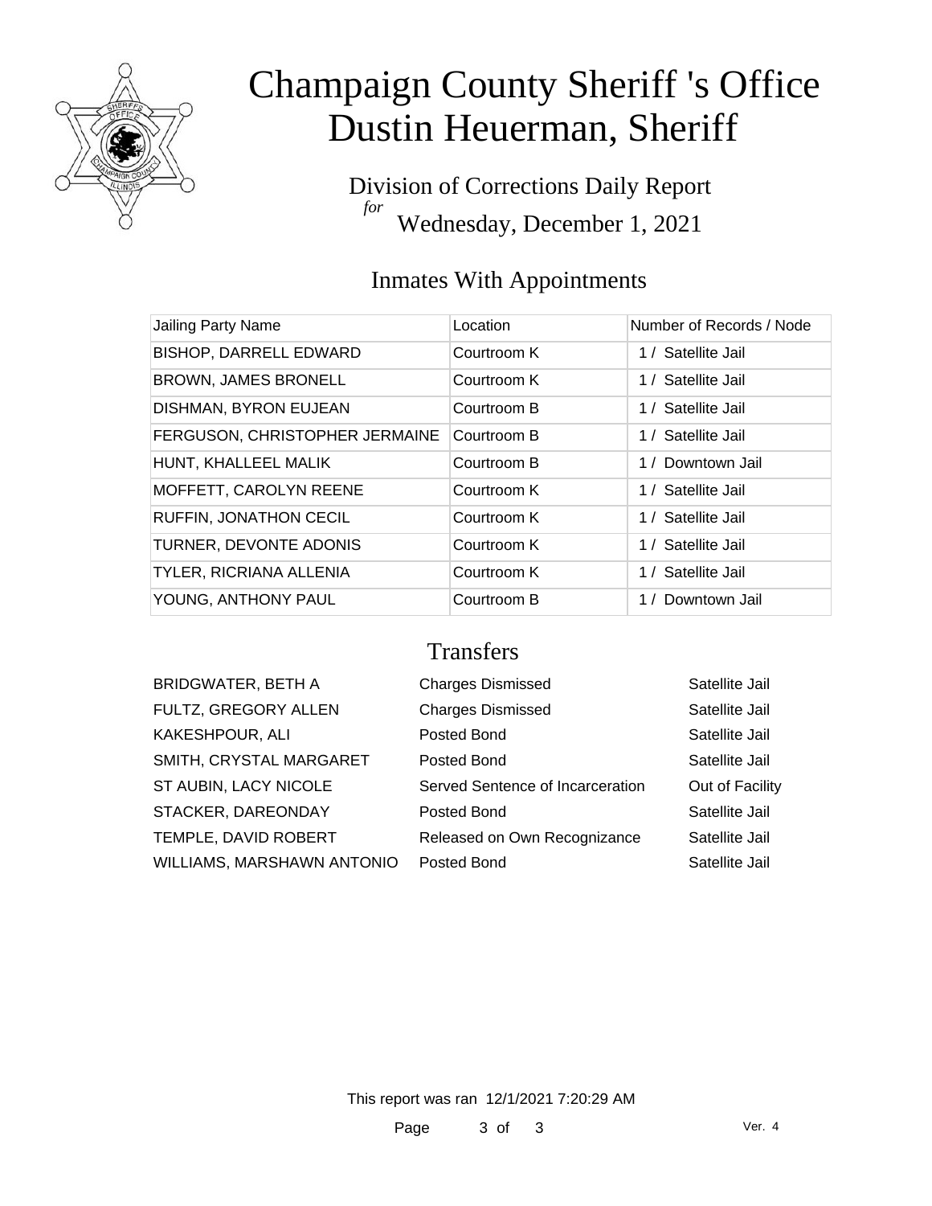# Champaign County Sheriff 's Office
# Dustin Heuerman, Sheriff

Division of Corrections Daily Report

*for*

Wednesday, December 1, 2021

## Inmates With Appointments

| Jailing Party Name | Location | Number of Records / Node |
|---|---|---|
| BISHOP, DARRELL EDWARD | Courtroom K | 1 / Satellite Jail |
| BROWN, JAMES BRONELL | Courtroom K | 1 / Satellite Jail |
| DISHMAN, BYRON EUJEAN | Courtroom B | 1 / Satellite Jail |
| FERGUSON, CHRISTOPHER JERMAINE | Courtroom B | 1 / Satellite Jail |
| HUNT, KHALLEEL MALIK | Courtroom B | 1 / Downtown Jail |
| MOFFETT, CAROLYN REENE | Courtroom K | 1 / Satellite Jail |
| RUFFIN, JONATHON CECIL | Courtroom K | 1 / Satellite Jail |
| TURNER, DEVONTE ADONIS | Courtroom K | 1 / Satellite Jail |
| TYLER, RICRIANA ALLENIA | Courtroom K | 1 / Satellite Jail |
| YOUNG, ANTHONY PAUL | Courtroom B | 1 / Downtown Jail |

## Transfers

| | | |
|---|---|---|
| BRIDGWATER, BETH A | Charges Dismissed | Satellite Jail |
| FULTZ, GREGORY ALLEN | Charges Dismissed | Satellite Jail |
| KAKESHPOUR, ALI | Posted Bond | Satellite Jail |
| SMITH, CRYSTAL MARGARET | Posted Bond | Satellite Jail |
| ST AUBIN, LACY NICOLE | Served Sentence of Incarceration | Out of Facility |
| STACKER, DAREONDAY | Posted Bond | Satellite Jail |
| TEMPLE, DAVID ROBERT | Released on Own Recognizance | Satellite Jail |
| WILLIAMS, MARSHAWN ANTONIO | Posted Bond | Satellite Jail |

This report was ran 12/1/2021 7:20:29 AM